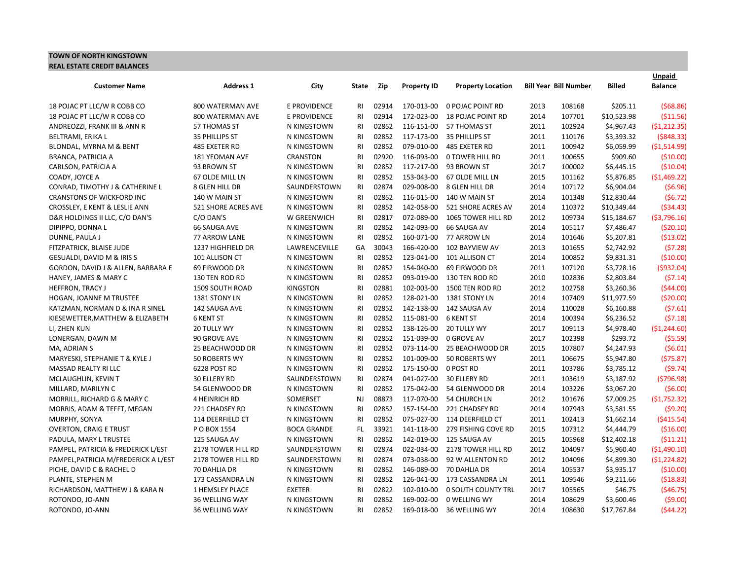**TOWN OF NORTH KINGSTOWN**
**REAL ESTATE CREDIT BALANCES**

| Customer Name | Address 1 | City | State | Zip | Property ID | Property Location | Bill Year | Bill Number | Billed | Unpaid Balance |
|---|---|---|---|---|---|---|---|---|---|---|
| 18 POJAC PT LLC/W R COBB CO | 800 WATERMAN AVE | E PROVIDENCE | RI | 02914 | 170-013-00 | 0 POJAC POINT RD | 2013 | 108168 | $205.11 | ($68.86) |
| 18 POJAC PT LLC/W R COBB CO | 800 WATERMAN AVE | E PROVIDENCE | RI | 02914 | 172-023-00 | 18 POJAC POINT RD | 2014 | 107701 | $10,523.98 | ($11.56) |
| ANDREOZZI, FRANK III & ANN R | 57 THOMAS ST | N KINGSTOWN | RI | 02852 | 116-151-00 | 57 THOMAS ST | 2011 | 102924 | $4,967.43 | ($1,212.35) |
| BELTRAMI, ERIKA L | 35 PHILLIPS ST | N KINGSTOWN | RI | 02852 | 117-173-00 | 35 PHILLIPS ST | 2011 | 110176 | $3,393.32 | ($848.33) |
| BLONDAL, MYRNA M & BENT | 485 EXETER RD | N KINGSTOWN | RI | 02852 | 079-010-00 | 485 EXETER RD | 2011 | 100942 | $6,059.99 | ($1,514.99) |
| BRANCA, PATRICIA A | 181 YEOMAN AVE | CRANSTON | RI | 02920 | 116-093-00 | 0 TOWER HILL RD | 2011 | 100655 | $909.60 | ($10.00) |
| CARLSON, PATRICIA A | 93 BROWN ST | N KINGSTOWN | RI | 02852 | 117-217-00 | 93 BROWN ST | 2017 | 100002 | $6,445.15 | ($10.04) |
| COADY, JOYCE A | 67 OLDE MILL LN | N KINGSTOWN | RI | 02852 | 153-043-00 | 67 OLDE MILL LN | 2015 | 101162 | $5,876.85 | ($1,469.22) |
| CONRAD, TIMOTHY J & CATHERINE L | 8 GLEN HILL DR | SAUNDERSTOWN | RI | 02874 | 029-008-00 | 8 GLEN HILL DR | 2014 | 107172 | $6,904.04 | ($6.96) |
| CRANSTONS OF WICKFORD INC | 140 W MAIN ST | N KINGSTOWN | RI | 02852 | 116-015-00 | 140 W MAIN ST | 2014 | 101348 | $12,830.44 | ($6.72) |
| CROSSLEY, E KENT & LESLIE ANN | 521 SHORE ACRES AVE | N KINGSTOWN | RI | 02852 | 142-058-00 | 521 SHORE ACRES AV | 2014 | 110372 | $10,349.44 | ($34.43) |
| D&R HOLDINGS II LLC, C/O DAN'S | C/O DAN'S | W GREENWICH | RI | 02817 | 072-089-00 | 1065 TOWER HILL RD | 2012 | 109734 | $15,184.67 | ($3,796.16) |
| DIPIPPO, DONNA L | 66 SAUGA AVE | N KINGSTOWN | RI | 02852 | 142-093-00 | 66 SAUGA AV | 2014 | 105117 | $7,486.47 | ($20.10) |
| DUNNE, PAULA J | 77 ARROW LANE | N KINGSTOWN | RI | 02852 | 160-071-00 | 77 ARROW LN | 2014 | 101646 | $5,207.81 | ($13.02) |
| FITZPATRICK, BLAISE JUDE | 1237 HIGHFIELD DR | LAWRENCEVILLE | GA | 30043 | 166-420-00 | 102 BAYVIEW AV | 2013 | 101655 | $2,742.92 | ($7.28) |
| GESUALDI, DAVID M & IRIS S | 101 ALLISON CT | N KINGSTOWN | RI | 02852 | 123-041-00 | 101 ALLISON CT | 2014 | 100852 | $9,831.31 | ($10.00) |
| GORDON, DAVID J & ALLEN, BARBARA E | 69 FIRWOOD DR | N KINGSTOWN | RI | 02852 | 154-040-00 | 69 FIRWOOD DR | 2011 | 107120 | $3,728.16 | ($932.04) |
| HANEY, JAMES & MARY C | 130 TEN ROD RD | N KINGSTOWN | RI | 02852 | 093-019-00 | 130 TEN ROD RD | 2010 | 102836 | $2,803.84 | ($7.14) |
| HEFFRON, TRACY J | 1509 SOUTH ROAD | KINGSTON | RI | 02881 | 102-003-00 | 1500 TEN ROD RD | 2012 | 102758 | $3,260.36 | ($44.00) |
| HOGAN, JOANNE M TRUSTEE | 1381 STONY LN | N KINGSTOWN | RI | 02852 | 128-021-00 | 1381 STONY LN | 2014 | 107409 | $11,977.59 | ($20.00) |
| KATZMAN, NORMAN D & INA R SINEL | 142 SAUGA AVE | N KINGSTOWN | RI | 02852 | 142-138-00 | 142 SAUGA AV | 2014 | 110028 | $6,160.88 | ($7.61) |
| KIESEWETTER,MATTHEW & ELIZABETH | 6 KENT ST | N KINGSTOWN | RI | 02852 | 115-081-00 | 6 KENT ST | 2014 | 100394 | $6,236.52 | ($7.18) |
| LI, ZHEN KUN | 20 TULLY WY | N KINGSTOWN | RI | 02852 | 138-126-00 | 20 TULLY WY | 2017 | 109113 | $4,978.40 | ($1,244.60) |
| LONERGAN, DAWN M | 90 GROVE AVE | N KINGSTOWN | RI | 02852 | 151-039-00 | 0 GROVE AV | 2017 | 102398 | $293.72 | ($5.59) |
| MA, ADRIAN S | 25 BEACHWOOD DR | N KINGSTOWN | RI | 02852 | 073-114-00 | 25 BEACHWOOD DR | 2015 | 107807 | $4,247.93 | ($6.01) |
| MARYESKI, STEPHANIE T & KYLE J | 50 ROBERTS WY | N KINGSTOWN | RI | 02852 | 101-009-00 | 50 ROBERTS WY | 2011 | 106675 | $5,947.80 | ($75.87) |
| MASSAD REALTY RI LLC | 6228 POST RD | N KINGSTOWN | RI | 02852 | 175-150-00 | 0 POST RD | 2011 | 103786 | $3,785.12 | ($9.74) |
| MCLAUGHLIN, KEVIN T | 30 ELLERY RD | SAUNDERSTOWN | RI | 02874 | 041-027-00 | 30 ELLERY RD | 2011 | 103619 | $3,187.92 | ($796.98) |
| MILLARD, MARILYN C | 54 GLENWOOD DR | N KINGSTOWN | RI | 02852 | 175-042-00 | 54 GLENWOOD DR | 2014 | 103226 | $3,067.20 | ($6.00) |
| MORRILL, RICHARD G & MARY C | 4 HEINRICH RD | SOMERSET | NJ | 08873 | 117-070-00 | 54 CHURCH LN | 2012 | 101676 | $7,009.25 | ($1,752.32) |
| MORRIS, ADAM & TEFFT, MEGAN | 221 CHADSEY RD | N KINGSTOWN | RI | 02852 | 157-154-00 | 221 CHADSEY RD | 2014 | 107943 | $3,581.55 | ($9.20) |
| MURPHY, SONYA | 114 DEERFIELD CT | N KINGSTOWN | RI | 02852 | 075-027-00 | 114 DEERFIELD CT | 2011 | 102413 | $1,662.14 | ($415.54) |
| OVERTON, CRAIG E TRUST | P O BOX 1554 | BOCA GRANDE | FL | 33921 | 141-118-00 | 279 FISHING COVE RD | 2015 | 107312 | $4,444.79 | ($16.00) |
| PADULA, MARY L TRUSTEE | 125 SAUGA AV | N KINGSTOWN | RI | 02852 | 142-019-00 | 125 SAUGA AV | 2015 | 105968 | $12,402.18 | ($11.21) |
| PAMPEL, PATRICIA & FREDERICK L/EST | 2178 TOWER HILL RD | SAUNDERSTOWN | RI | 02874 | 022-034-00 | 2178 TOWER HILL RD | 2012 | 104097 | $5,960.40 | ($1,490.10) |
| PAMPEL,PATRICIA M/FREDERICK A L/EST | 2178 TOWER HILL RD | SAUNDERSTOWN | RI | 02874 | 073-038-00 | 92 W ALLENTON RD | 2012 | 104096 | $4,899.30 | ($1,224.82) |
| PICHE, DAVID C & RACHEL D | 70 DAHLIA DR | N KINGSTOWN | RI | 02852 | 146-089-00 | 70 DAHLIA DR | 2014 | 105537 | $3,935.17 | ($10.00) |
| PLANTE, STEPHEN M | 173 CASSANDRA LN | N KINGSTOWN | RI | 02852 | 126-041-00 | 173 CASSANDRA LN | 2011 | 109546 | $9,211.66 | ($18.83) |
| RICHARDSON, MATTHEW J & KARA N | 1 HEMSLEY PLACE | EXETER | RI | 02822 | 102-010-00 | 0 SOUTH COUNTY TRL | 2017 | 105565 | $46.75 | ($46.75) |
| ROTONDO, JO-ANN | 36 WELLING WAY | N KINGSTOWN | RI | 02852 | 169-002-00 | 0 WELLING WY | 2014 | 108629 | $3,600.46 | ($9.00) |
| ROTONDO, JO-ANN | 36 WELLING WAY | N KINGSTOWN | RI | 02852 | 169-018-00 | 36 WELLING WY | 2014 | 108630 | $17,767.84 | ($44.22) |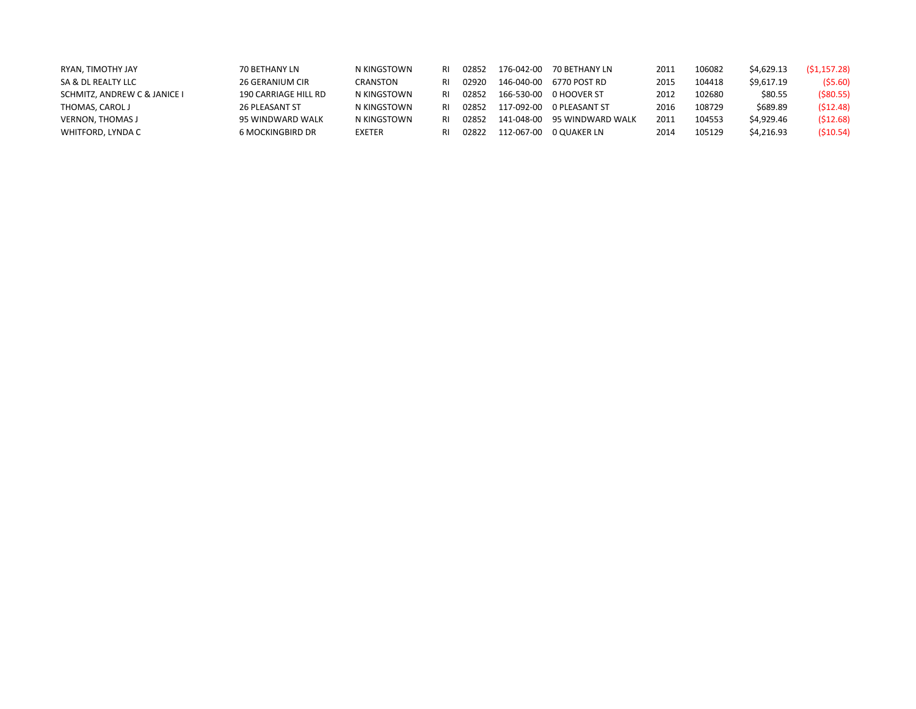| | | | | | | | | | | |
|---|---|---|---|---|---|---|---|---|---|---|
| RYAN, TIMOTHY JAY | 70 BETHANY LN | N KINGSTOWN | RI | 02852 | 176-042-00 | 70 BETHANY LN | 2011 | 106082 | $4,629.13 | ($1,157.28) |
| SA & DL REALTY LLC | 26 GERANIUM CIR | CRANSTON | RI | 02920 | 146-040-00 | 6770 POST RD | 2015 | 104418 | $9,617.19 | ($5.60) |
| SCHMITZ, ANDREW C & JANICE I | 190 CARRIAGE HILL RD | N KINGSTOWN | RI | 02852 | 166-530-00 | 0 HOOVER ST | 2012 | 102680 | $80.55 | ($80.55) |
| THOMAS, CAROL J | 26 PLEASANT ST | N KINGSTOWN | RI | 02852 | 117-092-00 | 0 PLEASANT ST | 2016 | 108729 | $689.89 | ($12.48) |
| VERNON, THOMAS J | 95 WINDWARD WALK | N KINGSTOWN | RI | 02852 | 141-048-00 | 95 WINDWARD WALK | 2011 | 104553 | $4,929.46 | ($12.68) |
| WHITFORD, LYNDA C | 6 MOCKINGBIRD DR | EXETER | RI | 02822 | 112-067-00 | 0 QUAKER LN | 2014 | 105129 | $4,216.93 | ($10.54) |